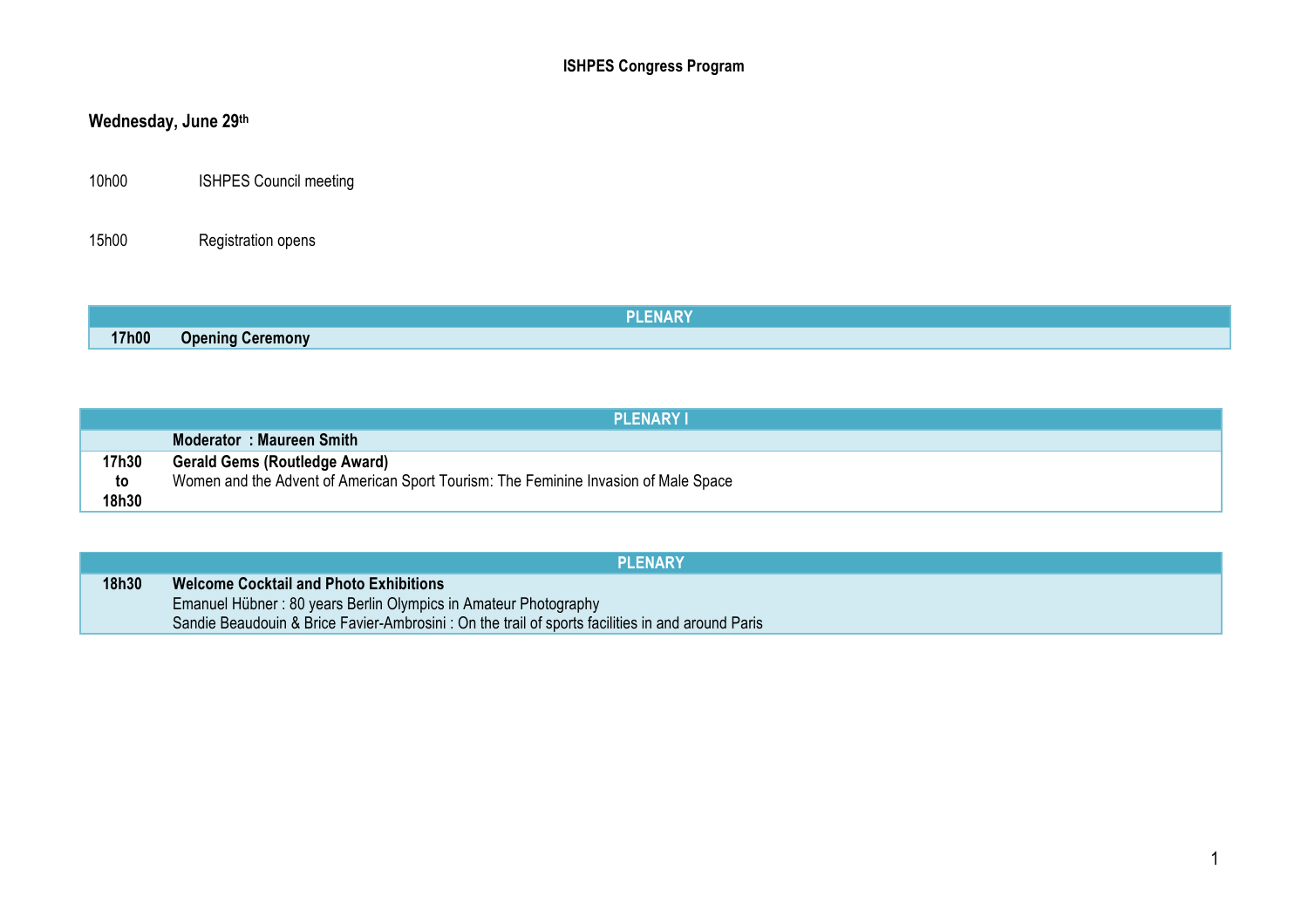# ISHPES Congress Program

## Wednesday, June 29th

10h00 ISHPES Council meeting

15h00 Registration opens

| PLENARY | |
|---|---|
| **17h00** | **Opening Ceremony** |

| PLENARY I | |
|---|---|
| | **Moderator : Maureen Smith** |
| **17h30 to 18h30** | **Gerald Gems (Routledge Award)**<br>Women and the Advent of American Sport Tourism: The Feminine Invasion of Male Space |

| PLENARY | |
|---|---|
| **18h30** | **Welcome Cocktail and Photo Exhibitions**<br>Emanuel Hübner : 80 years Berlin Olympics in Amateur Photography<br>Sandie Beaudouin & Brice Favier-Ambrosini : On the trail of sports facilities in and around Paris |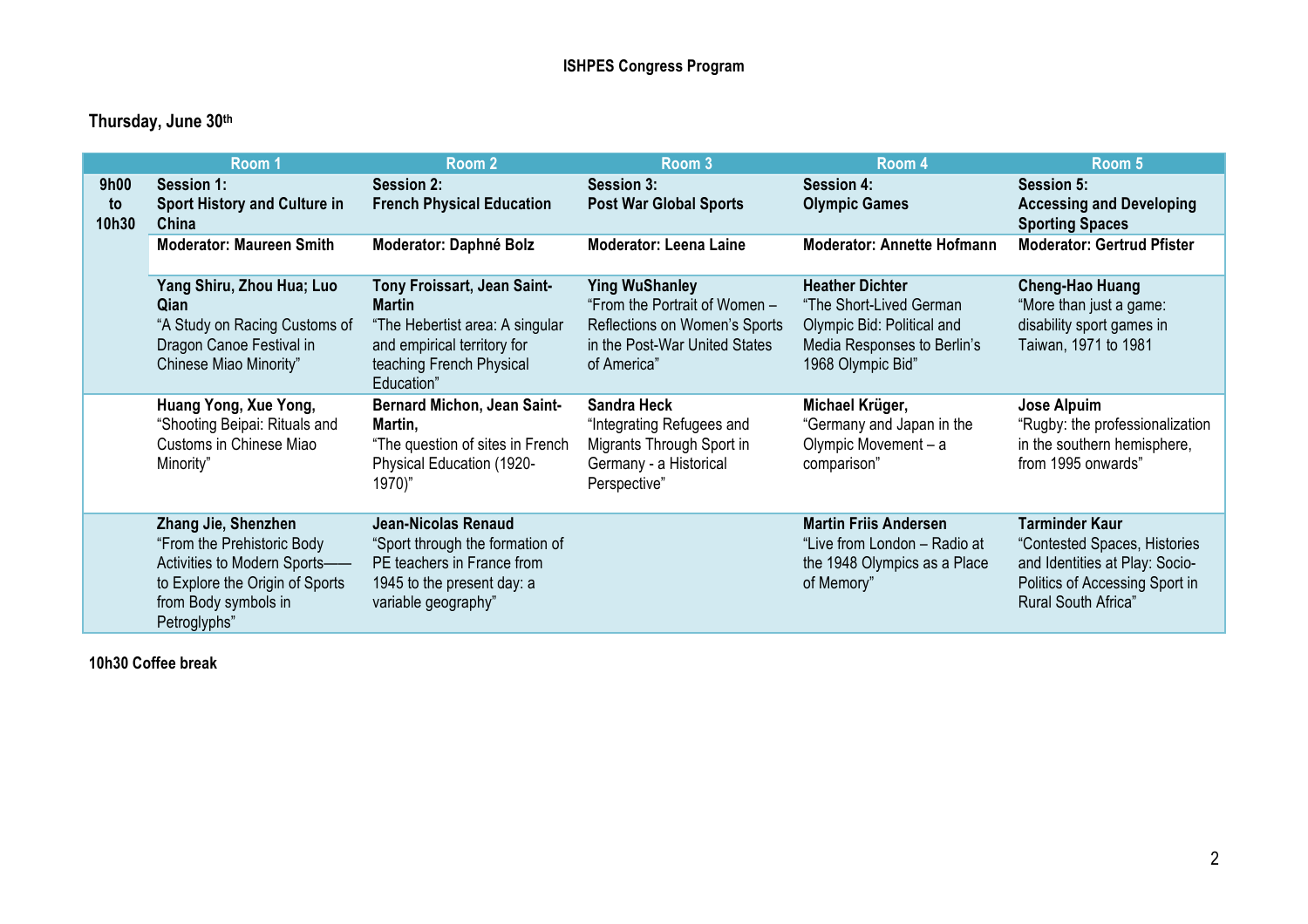**ISHPES Congress Program**

**Thursday, June 30th**

| | Room 1 | Room 2 | Room 3 | Room 4 | Room 5 |
|---|---|---|---|---|---|
| **9h00 to 10h30** | **Session 1: Sport History and Culture in China** | **Session 2: French Physical Education** | **Session 3: Post War Global Sports** | **Session 4: Olympic Games** | **Session 5: Accessing and Developing Sporting Spaces** |
| | **Moderator: Maureen Smith** | **Moderator: Daphné Bolz** | **Moderator: Leena Laine** | **Moderator: Annette Hofmann** | **Moderator: Gertrud Pfister** |
| | **Yang Shiru, Zhou Hua; Luo Qian** "A Study on Racing Customs of Dragon Canoe Festival in Chinese Miao Minority" | **Tony Froissart, Jean Saint-Martin** "The Hebertist area: A singular and empirical territory for teaching French Physical Education" | **Ying WuShanley** "From the Portrait of Women – Reflections on Women's Sports in the Post-War United States of America" | **Heather Dichter** "The Short-Lived German Olympic Bid: Political and Media Responses to Berlin's 1968 Olympic Bid" | **Cheng-Hao Huang** "More than just a game: disability sport games in Taiwan, 1971 to 1981 |
| | **Huang Yong, Xue Yong,** "Shooting Beipai: Rituals and Customs in Chinese Miao Minority" | **Bernard Michon, Jean Saint-Martin,** "The question of sites in French Physical Education (1920-1970)" | **Sandra Heck** "Integrating Refugees and Migrants Through Sport in Germany - a Historical Perspective" | **Michael Krüger,** "Germany and Japan in the Olympic Movement – a comparison" | **Jose Alpuim** "Rugby: the professionalization in the southern hemisphere, from 1995 onwards" |
| | **Zhang Jie, Shenzhen** "From the Prehistoric Body Activities to Modern Sports—— to Explore the Origin of Sports from Body symbols in Petroglyphs" | **Jean-Nicolas Renaud** "Sport through the formation of PE teachers in France from 1945 to the present day: a variable geography" | | **Martin Friis Andersen** "Live from London – Radio at the 1948 Olympics as a Place of Memory" | **Tarminder Kaur** "Contested Spaces, Histories and Identities at Play: Socio-Politics of Accessing Sport in Rural South Africa" |

**10h30 Coffee break**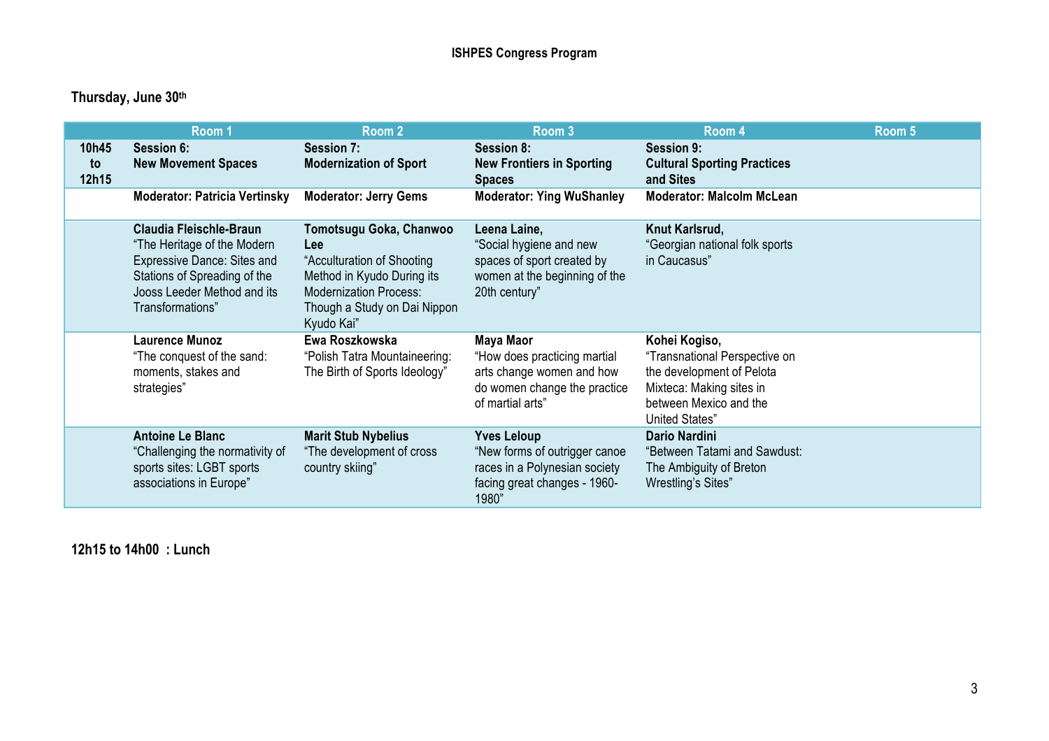ISHPES Congress Program

**Thursday, June 30th**

| | Room 1 | Room 2 | Room 3 | Room 4 | Room 5 |
|---|---|---|---|---|---|
| **10h45 to 12h15** | **Session 6: New Movement Spaces** | **Session 7: Modernization of Sport** | **Session 8: New Frontiers in Sporting Spaces** | **Session 9: Cultural Sporting Practices and Sites** | |
| | **Moderator: Patricia Vertinsky** | **Moderator: Jerry Gems** | **Moderator: Ying WuShanley** | **Moderator: Malcolm McLean** | |
| | **Claudia Fleischle-Braun** "The Heritage of the Modern Expressive Dance: Sites and Stations of Spreading of the Jooss Leeder Method and its Transformations" | **Tomotsugu Goka, Chanwoo Lee** "Acculturation of Shooting Method in Kyudo During its Modernization Process: Though a Study on Dai Nippon Kyudo Kai" | **Leena Laine,** "Social hygiene and new spaces of sport created by women at the beginning of the 20th century" | **Knut Karlsrud,** "Georgian national folk sports in Caucasus" | |
| | **Laurence Munoz** "The conquest of the sand: moments, stakes and strategies" | **Ewa Roszkowska** "Polish Tatra Mountaineering: The Birth of Sports Ideology" | **Maya Maor** "How does practicing martial arts change women and how do women change the practice of martial arts" | **Kohei Kogiso,** "Transnational Perspective on the development of Pelota Mixteca: Making sites in between Mexico and the United States" | |
| | **Antoine Le Blanc** "Challenging the normativity of sports sites: LGBT sports associations in Europe" | **Marit Stub Nybelius** "The development of cross country skiing" | **Yves Leloup** "New forms of outrigger canoe races in a Polynesian society facing great changes - 1960-1980" | **Dario Nardini** "Between Tatami and Sawdust: The Ambiguity of Breton Wrestling's Sites" | |

**12h15 to 14h00 : Lunch**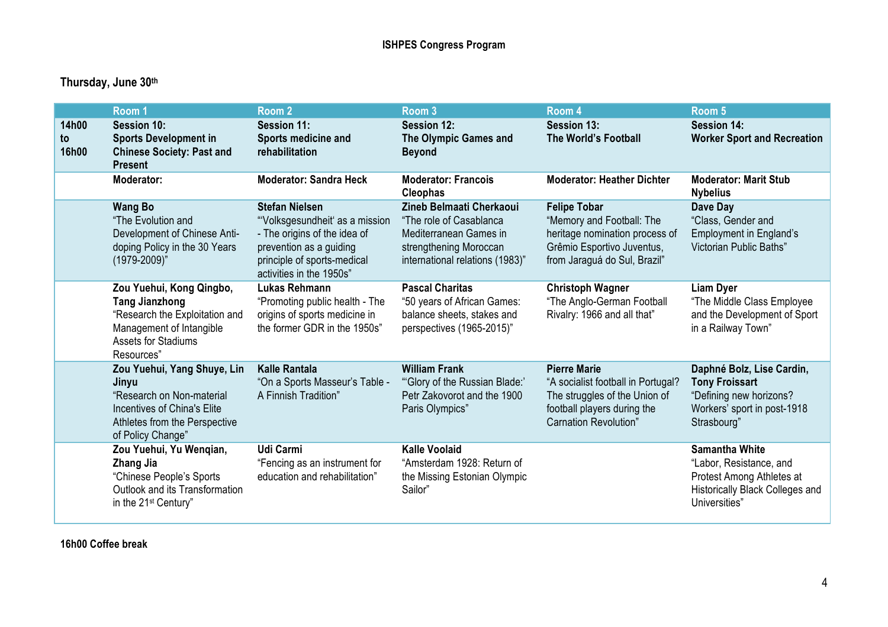**ISHPES Congress Program**

**Thursday, June 30th**

| | Room 1 | Room 2 | Room 3 | Room 4 | Room 5 |
|---|---|---|---|---|---|
| **14h00 to 16h00** | **Session 10: Sports Development in Chinese Society: Past and Present** | **Session 11: Sports medicine and rehabilitation** | **Session 12: The Olympic Games and Beyond** | **Session 13: The World's Football** | **Session 14: Worker Sport and Recreation** |
| | **Moderator:** | **Moderator: Sandra Heck** | **Moderator: Francois Cleophas** | **Moderator: Heather Dichter** | **Moderator: Marit Stub Nybelius** |
| | **Wang Bo** "The Evolution and Development of Chinese Anti-doping Policy in the 30 Years (1979-2009)" | **Stefan Nielsen** "'Volksgesundheit' as a mission - The origins of the idea of prevention as a guiding principle of sports-medical activities in the 1950s" | **Zineb Belmaati Cherkaoui** "The role of Casablanca Mediterranean Games in strengthening Moroccan international relations (1983)" | **Felipe Tobar** "Memory and Football: The heritage nomination process of Grêmio Esportivo Juventus, from Jaraguá do Sul, Brazil" | **Dave Day** "Class, Gender and Employment in England's Victorian Public Baths" |
| | **Zou Yuehui, Kong Qingbo, Tang Jianzhong** "Research the Exploitation and Management of Intangible Assets for Stadiums Resources" | **Lukas Rehmann** "Promoting public health - The origins of sports medicine in the former GDR in the 1950s" | **Pascal Charitas** "50 years of African Games: balance sheets, stakes and perspectives (1965-2015)" | **Christoph Wagner** "The Anglo-German Football Rivalry: 1966 and all that" | **Liam Dyer** "The Middle Class Employee and the Development of Sport in a Railway Town" |
| | **Zou Yuehui, Yang Shuye, Lin Jinyu** "Research on Non-material Incentives of China's Elite Athletes from the Perspective of Policy Change" | **Kalle Rantala** "On a Sports Masseur's Table - A Finnish Tradition" | **William Frank** "'Glory of the Russian Blade:' Petr Zakovorot and the 1900 Paris Olympics" | **Pierre Marie** "A socialist football in Portugal? The struggles of the Union of football players during the Carnation Revolution" | **Daphné Bolz, Lise Cardin, Tony Froissart** "Defining new horizons? Workers' sport in post-1918 Strasbourg" |
| | **Zou Yuehui, Yu Wenqian, Zhang Jia** "Chinese People's Sports Outlook and its Transformation in the 21st Century" | **Udi Carmi** "Fencing as an instrument for education and rehabilitation" | **Kalle Voolaid** "Amsterdam 1928: Return of the Missing Estonian Olympic Sailor" | | **Samantha White** "Labor, Resistance, and Protest Among Athletes at Historically Black Colleges and Universities" |

**16h00 Coffee break**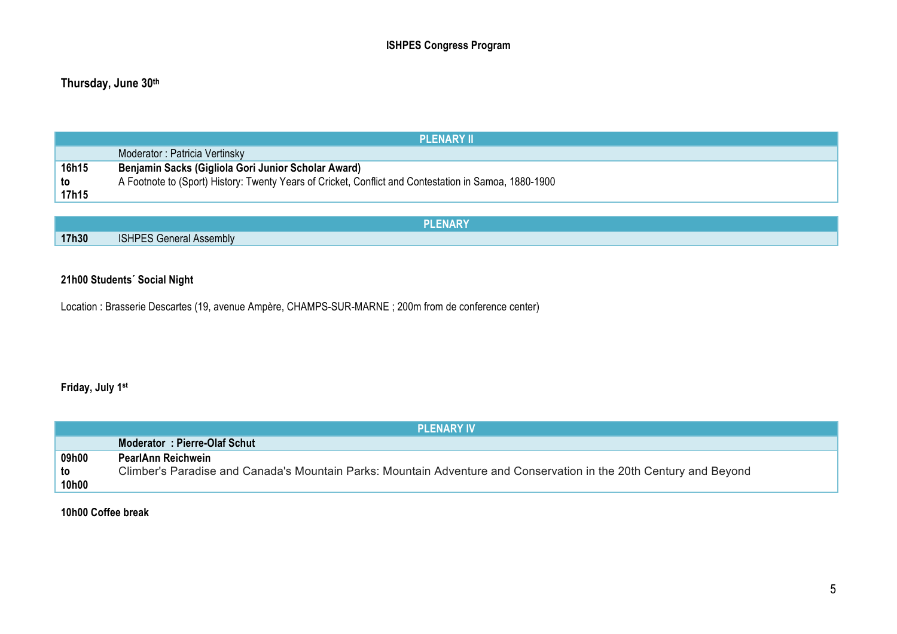**ISHPES Congress Program**

**Thursday, June 30th**

| PLENARY II | |
|---|---|
| | Moderator : Patricia Vertinsky |
| **16h15 to 17h15** | **Benjamin Sacks (Gigliola Gori Junior Scholar Award)**<br>A Footnote to (Sport) History: Twenty Years of Cricket, Conflict and Contestation in Samoa, 1880-1900 |

| PLENARY | |
|---|---|
| **17h30** | ISHPES General Assembly |

**21h00 Students´ Social Night**

Location : Brasserie Descartes (19, avenue Ampère, CHAMPS-SUR-MARNE ; 200m from de conference center)

**Friday, July 1st**

| PLENARY IV | |
|---|---|
| | **Moderator : Pierre-Olaf Schut** |
| **09h00 to 10h00** | **PearlAnn Reichwein**<br>Climber's Paradise and Canada's Mountain Parks: Mountain Adventure and Conservation in the 20th Century and Beyond |

**10h00 Coffee break**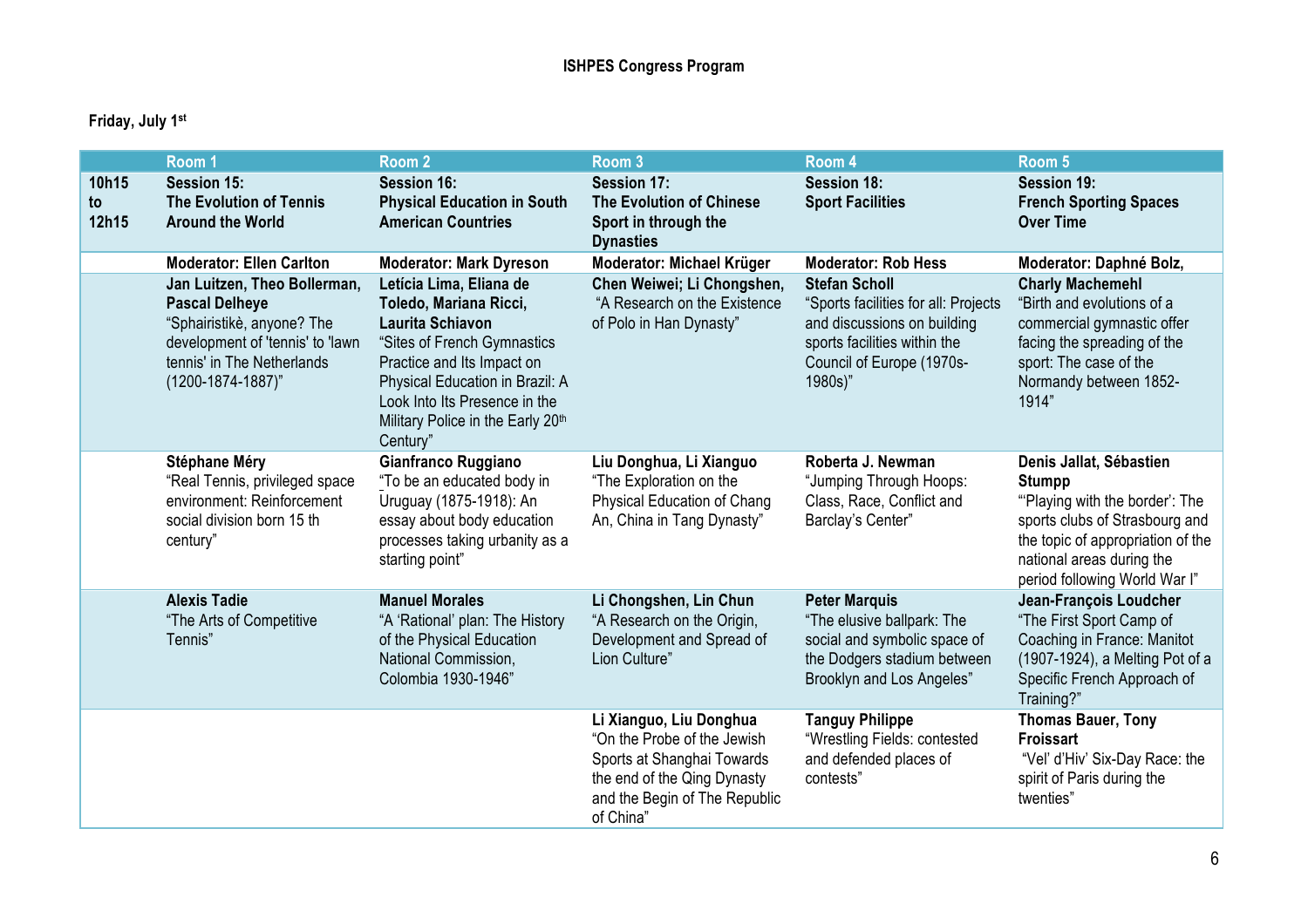**ISHPES Congress Program**

**Friday, July 1st**

| | Room 1 | Room 2 | Room 3 | Room 4 | Room 5 |
|---|---|---|---|---|---|
| **10h15 to 12h15** | **Session 15: The Evolution of Tennis Around the World** | **Session 16: Physical Education in South American Countries** | **Session 17: The Evolution of Chinese Sport in through the Dynasties** | **Session 18: Sport Facilities** | **Session 19: French Sporting Spaces Over Time** |
| | **Moderator: Ellen Carlton** | **Moderator: Mark Dyreson** | **Moderator: Michael Krüger** | **Moderator: Rob Hess** | **Moderator: Daphné Bolz,** |
| | **Jan Luitzen, Theo Bollerman, Pascal Delheye** "Sphairistikè, anyone? The development of 'tennis' to 'lawn tennis' in The Netherlands (1200-1874-1887)" | **Letícia Lima, Eliana de Toledo, Mariana Ricci, Laurita Schiavon** "Sites of French Gymnastics Practice and Its Impact on Physical Education in Brazil: A Look Into Its Presence in the Military Police in the Early 20th Century" | **Chen Weiwei; Li Chongshen,** "A Research on the Existence of Polo in Han Dynasty" | **Stefan Scholl** "Sports facilities for all: Projects and discussions on building sports facilities within the Council of Europe (1970s-1980s)" | **Charly Machemehl** "Birth and evolutions of a commercial gymnastic offer facing the spreading of the sport: The case of the Normandy between 1852-1914" |
| | **Stéphane Méry** "Real Tennis, privileged space environment: Reinforcement social division born 15 th century" | **Gianfranco Ruggiano** "To be an educated body in Uruguay (1875-1918): An essay about body education processes taking urbanity as a starting point" | **Liu Donghua, Li Xianguo** "The Exploration on the Physical Education of Chang An, China in Tang Dynasty" | **Roberta J. Newman** "Jumping Through Hoops: Class, Race, Conflict and Barclay's Center" | **Denis Jallat, Sébastien Stumpp** "'Playing with the border': The sports clubs of Strasbourg and the topic of appropriation of the national areas during the period following World War I" |
| | **Alexis Tadie** "The Arts of Competitive Tennis" | **Manuel Morales** "A 'Rational' plan: The History of the Physical Education National Commission, Colombia 1930-1946" | **Li Chongshen, Lin Chun** "A Research on the Origin, Development and Spread of Lion Culture" | **Peter Marquis** "The elusive ballpark: The social and symbolic space of the Dodgers stadium between Brooklyn and Los Angeles" | **Jean-François Loudcher** "The First Sport Camp of Coaching in France: Manitot (1907-1924), a Melting Pot of a Specific French Approach of Training?" |
| | | | **Li Xianguo, Liu Donghua** "On the Probe of the Jewish Sports at Shanghai Towards the end of the Qing Dynasty and the Begin of The Republic of China" | **Tanguy Philippe** "Wrestling Fields: contested and defended places of contests" | **Thomas Bauer, Tony Froissart** "Vel' d'Hiv' Six-Day Race: the spirit of Paris during the twenties" |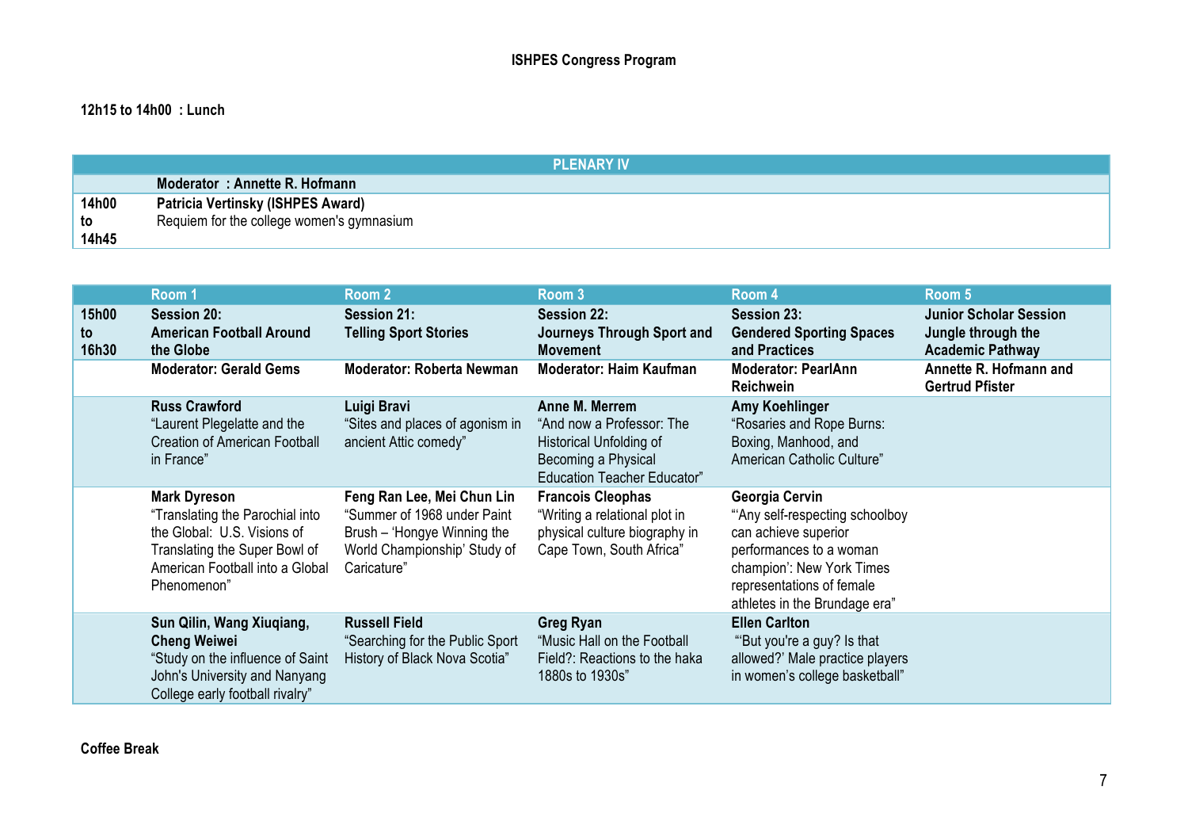**12h15 to 14h00 : Lunch**

| | PLENARY IV |
|---|---|
| | **Moderator : Annette R. Hofmann** |
| **14h00 to 14h45** | **Patricia Vertinsky (ISHPES Award)**<br>Requiem for the college women's gymnasium |

| | Room 1 | Room 2 | Room 3 | Room 4 | Room 5 |
|---|---|---|---|---|---|
| **15h00 to 16h30** | **Session 20: American Football Around the Globe** | **Session 21: Telling Sport Stories** | **Session 22: Journeys Through Sport and Movement** | **Session 23: Gendered Sporting Spaces and Practices** | **Junior Scholar Session Jungle through the Academic Pathway** |
| | **Moderator: Gerald Gems** | **Moderator: Roberta Newman** | **Moderator: Haim Kaufman** | **Moderator: PearlAnn Reichwein** | **Annette R. Hofmann and Gertrud Pfister** |
| | **Russ Crawford**<br>"Laurent Plegelatte and the Creation of American Football in France" | **Luigi Bravi**<br>"Sites and places of agonism in ancient Attic comedy" | **Anne M. Merrem**<br>"And now a Professor: The Historical Unfolding of Becoming a Physical Education Teacher Educator" | **Amy Koehlinger**<br>"Rosaries and Rope Burns: Boxing, Manhood, and American Catholic Culture" | |
| | **Mark Dyreson**<br>"Translating the Parochial into the Global: U.S. Visions of Translating the Super Bowl of American Football into a Global Phenomenon" | **Feng Ran Lee, Mei Chun Lin**<br>"Summer of 1968 under Paint Brush – 'Hongye Winning the World Championship' Study of Caricature" | **Francois Cleophas**<br>"Writing a relational plot in physical culture biography in Cape Town, South Africa" | **Georgia Cervin**<br>"'Any self-respecting schoolboy can achieve superior performances to a woman champion': New York Times representations of female athletes in the Brundage era" | |
| | **Sun Qilin, Wang Xiuqiang, Cheng Weiwei**<br>"Study on the influence of Saint John's University and Nanyang College early football rivalry" | **Russell Field**<br>"Searching for the Public Sport History of Black Nova Scotia" | **Greg Ryan**<br>"Music Hall on the Football Field?: Reactions to the haka 1880s to 1930s" | **Ellen Carlton**<br>"'But you're a guy? Is that allowed?' Male practice players in women's college basketball" | |

**Coffee Break**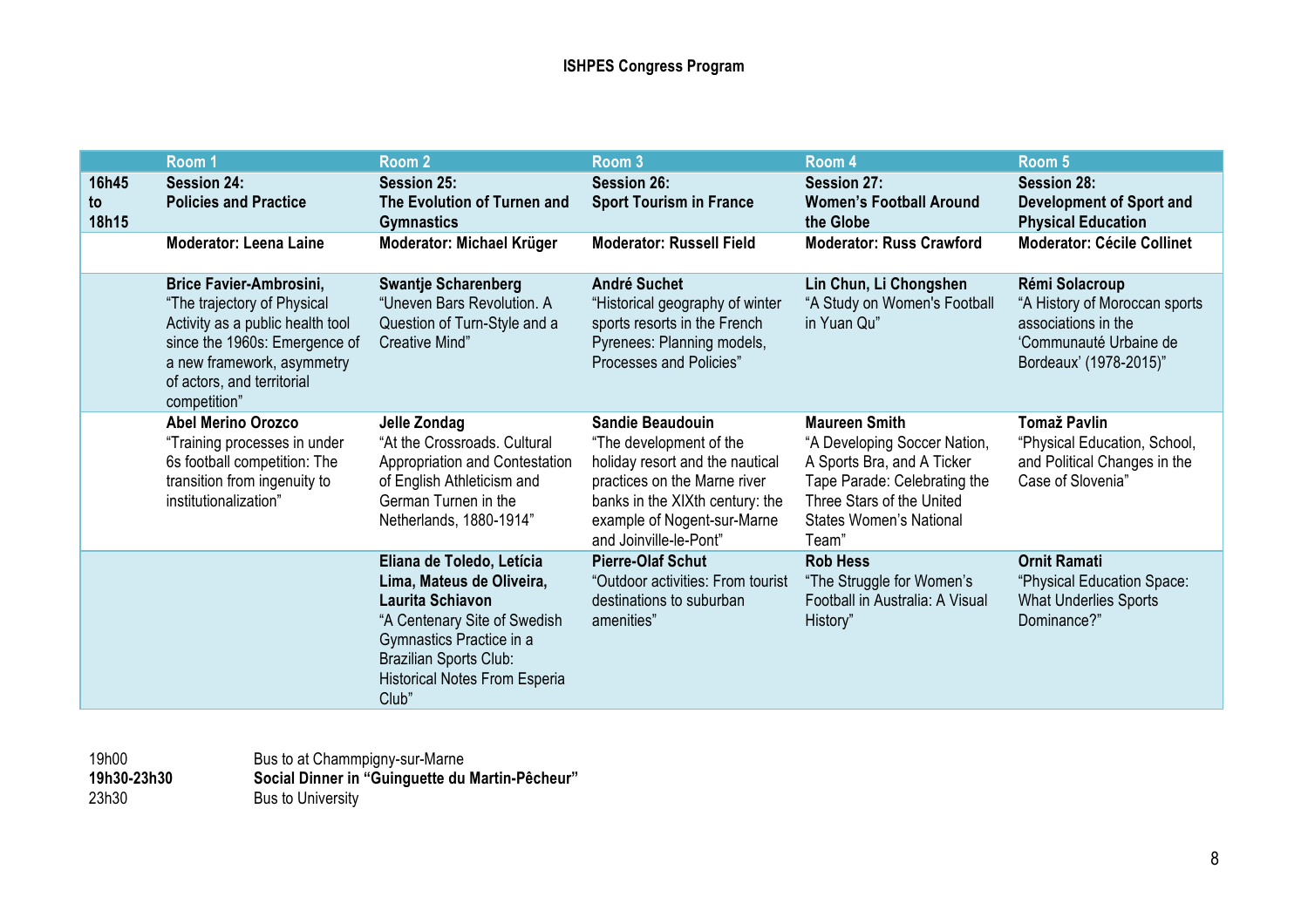**ISHPES Congress Program**

| | Room 1 | Room 2 | Room 3 | Room 4 | Room 5 |
|---|---|---|---|---|---|
| **16h45 to 18h15** | **Session 24: Policies and Practice** | **Session 25: The Evolution of Turnen and Gymnastics** | **Session 26: Sport Tourism in France** | **Session 27: Women's Football Around the Globe** | **Session 28: Development of Sport and Physical Education** |
| | **Moderator: Leena Laine** | **Moderator: Michael Krüger** | **Moderator: Russell Field** | **Moderator: Russ Crawford** | **Moderator: Cécile Collinet** |
| | **Brice Favier-Ambrosini,** "The trajectory of Physical Activity as a public health tool since the 1960s: Emergence of a new framework, asymmetry of actors, and territorial competition" | **Swantje Scharenberg** "Uneven Bars Revolution. A Question of Turn-Style and a Creative Mind" | **André Suchet** "Historical geography of winter sports resorts in the French Pyrenees: Planning models, Processes and Policies" | **Lin Chun, Li Chongshen** "A Study on Women's Football in Yuan Qu" | **Rémi Solacroup** "A History of Moroccan sports associations in the 'Communauté Urbaine de Bordeaux' (1978-2015)" |
| | **Abel Merino Orozco** "Training processes in under 6s football competition: The transition from ingenuity to institutionalization" | **Jelle Zondag** "At the Crossroads. Cultural Appropriation and Contestation of English Athleticism and German Turnen in the Netherlands, 1880-1914" | **Sandie Beaudouin** "The development of the holiday resort and the nautical practices on the Marne river banks in the XIXth century: the example of Nogent-sur-Marne and Joinville-le-Pont" | **Maureen Smith** "A Developing Soccer Nation, A Sports Bra, and A Ticker Tape Parade: Celebrating the Three Stars of the United States Women's National Team" | **Tomaž Pavlin** "Physical Education, School, and Political Changes in the Case of Slovenia" |
| | | **Eliana de Toledo, Letícia Lima, Mateus de Oliveira, Laurita Schiavon** "A Centenary Site of Swedish Gymnastics Practice in a Brazilian Sports Club: Historical Notes From Esperia Club" | **Pierre-Olaf Schut** "Outdoor activities: From tourist destinations to suburban amenities" | **Rob Hess** "The Struggle for Women's Football in Australia: A Visual History" | **Ornit Ramati** "Physical Education Space: What Underlies Sports Dominance?" |

| | |
|---|---|
| 19h00 | Bus to at Chammpigny-sur-Marne |
| **19h30-23h30** | **Social Dinner in "Guinguette du Martin-Pêcheur"** |
| 23h30 | Bus to University |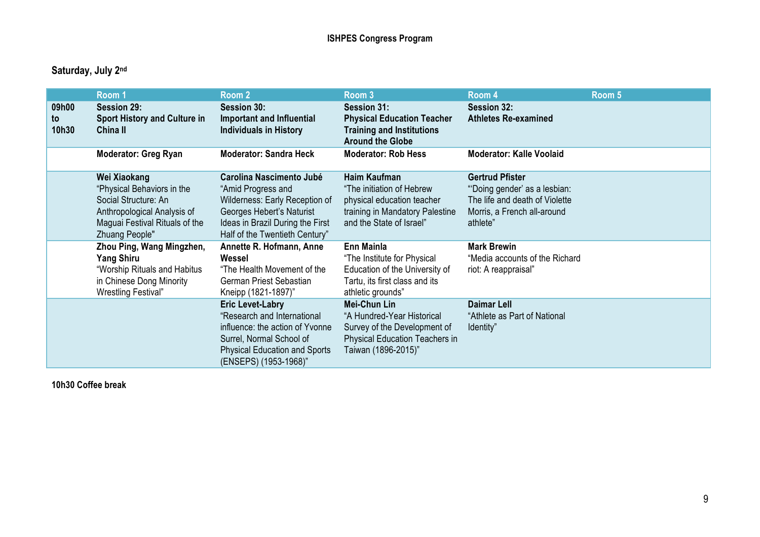**ISHPES Congress Program**

**Saturday, July 2nd**

| | Room 1 | Room 2 | Room 3 | Room 4 | Room 5 |
|---|---|---|---|---|---|
| **09h00 to 10h30** | **Session 29: Sport History and Culture in China II** | **Session 30: Important and Influential Individuals in History** | **Session 31: Physical Education Teacher Training and Institutions Around the Globe** | **Session 32: Athletes Re-examined** | |
| | **Moderator: Greg Ryan** | **Moderator: Sandra Heck** | **Moderator: Rob Hess** | **Moderator: Kalle Voolaid** | |
| | **Wei Xiaokang** "Physical Behaviors in the Social Structure: An Anthropological Analysis of Maguai Festival Rituals of the Zhuang People" | **Carolina Nascimento Jubé** "Amid Progress and Wilderness: Early Reception of Georges Hebert's Naturist Ideas in Brazil During the First Half of the Twentieth Century" | **Haim Kaufman** "The initiation of Hebrew physical education teacher training in Mandatory Palestine and the State of Israel" | **Gertrud Pfister** "'Doing gender' as a lesbian: The life and death of Violette Morris, a French all-around athlete" | |
| | **Zhou Ping, Wang Mingzhen, Yang Shiru** "Worship Rituals and Habitus in Chinese Dong Minority Wrestling Festival" | **Annette R. Hofmann, Anne Wessel** "The Health Movement of the German Priest Sebastian Kneipp (1821-1897)" | **Enn Mainla** "The Institute for Physical Education of the University of Tartu, its first class and its athletic grounds" | **Mark Brewin** "Media accounts of the Richard riot: A reappraisal" | |
| | | **Eric Levet-Labry** "Research and International influence: the action of Yvonne Surrel, Normal School of Physical Education and Sports (ENSEPS) (1953-1968)" | **Mei-Chun Lin** "A Hundred-Year Historical Survey of the Development of Physical Education Teachers in Taiwan (1896-2015)" | **Daimar Lell** "Athlete as Part of National Identity" | |

**10h30 Coffee break**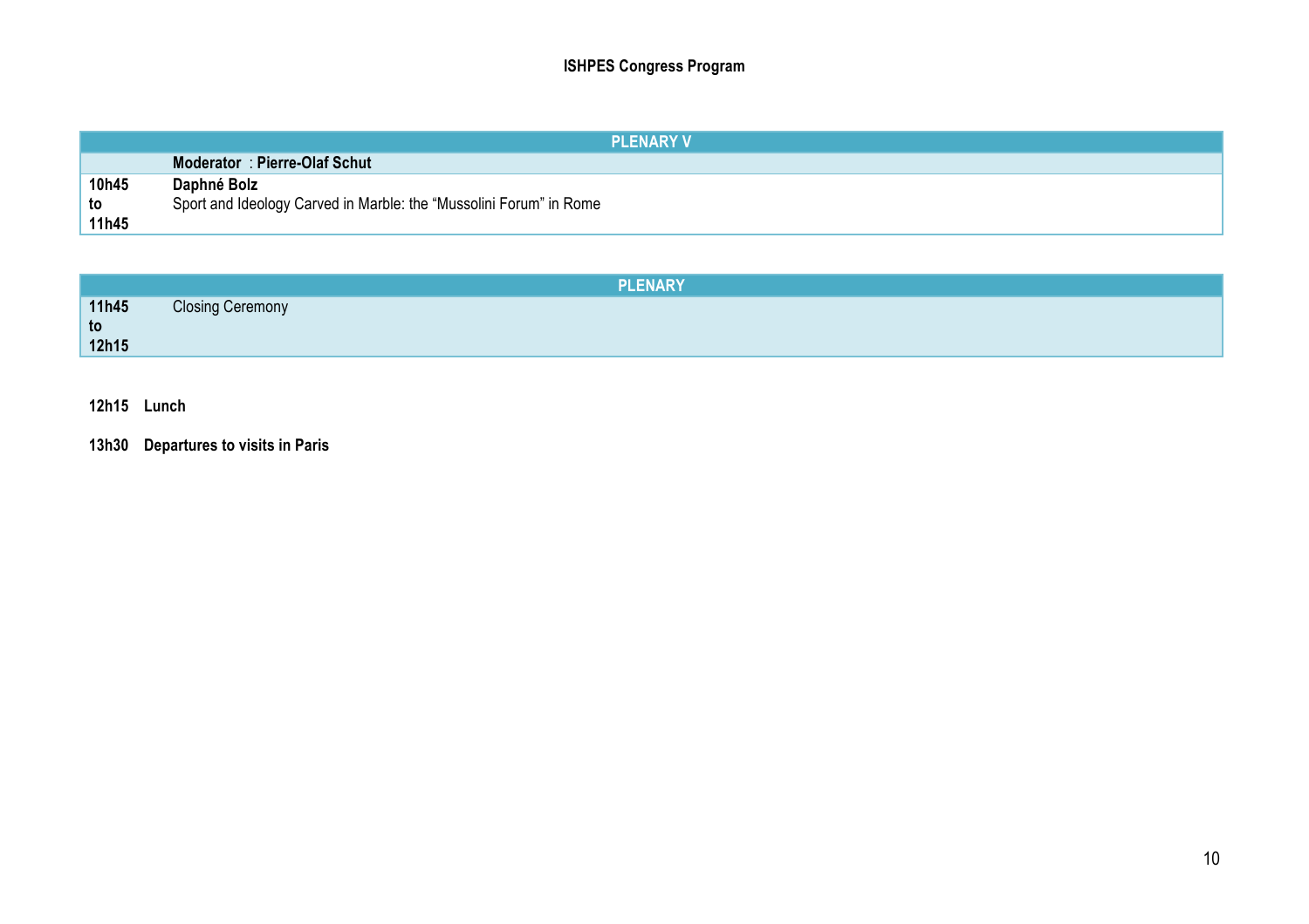| PLENARY V | |
|---|---|
| | **Moderator : Pierre-Olaf Schut** |
| **10h45 to 11h45** | **Daphné Bolz**<br>Sport and Ideology Carved in Marble: the “Mussolini Forum” in Rome |

| PLENARY | |
|---|---|
| **11h45 to 12h15** | Closing Ceremony |

**12h15 Lunch**

**13h30 Departures to visits in Paris**